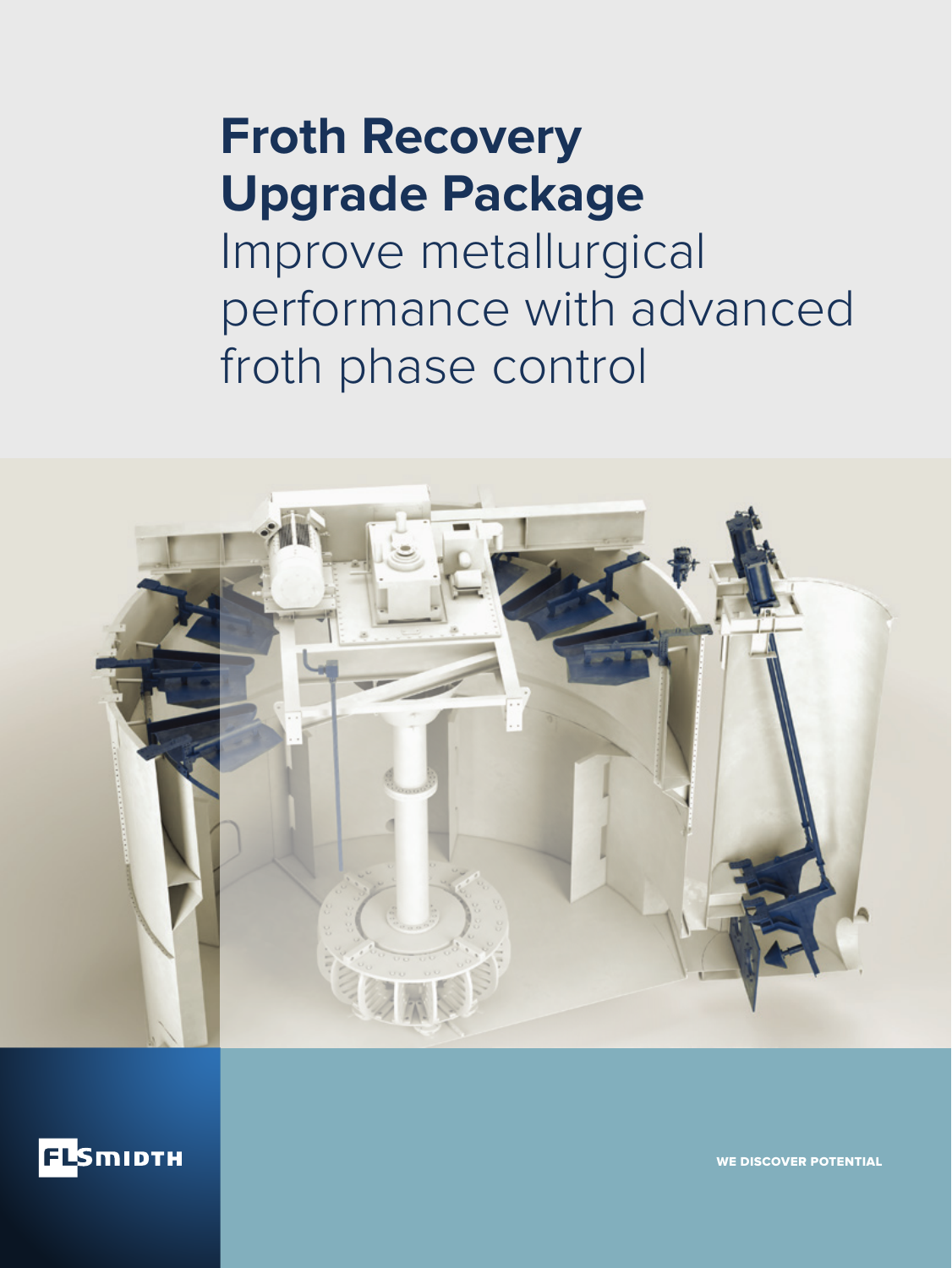# Froth Recovery Upgrade Package

## Improve metallurgical performance with advanced froth phase control

FLSmidth

WE DISCOVER POTENTIAL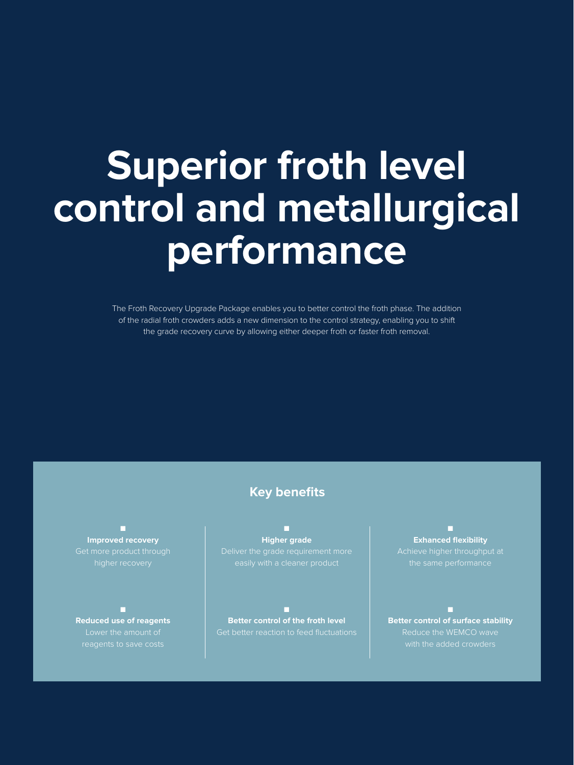# Superior froth level control and metallurgical performance

The Froth Recovery Upgrade Package enables you to better control the froth phase. The addition of the radial froth crowders adds a new dimension to the control strategy, enabling you to shift the grade recovery curve by allowing either deeper froth or faster froth removal.

## Key benefits

- **Improved recovery**
  Get more product through higher recovery

- **Higher grade**
  Deliver the grade requirement more easily with a cleaner product

- **Exhanced flexibility**
  Achieve higher throughput at the same performance

- **Reduced use of reagents**
  Lower the amount of reagents to save costs

- **Better control of the froth level**
  Get better reaction to feed fluctuations

- **Better control of surface stability**
  Reduce the WEMCO wave with the added crowders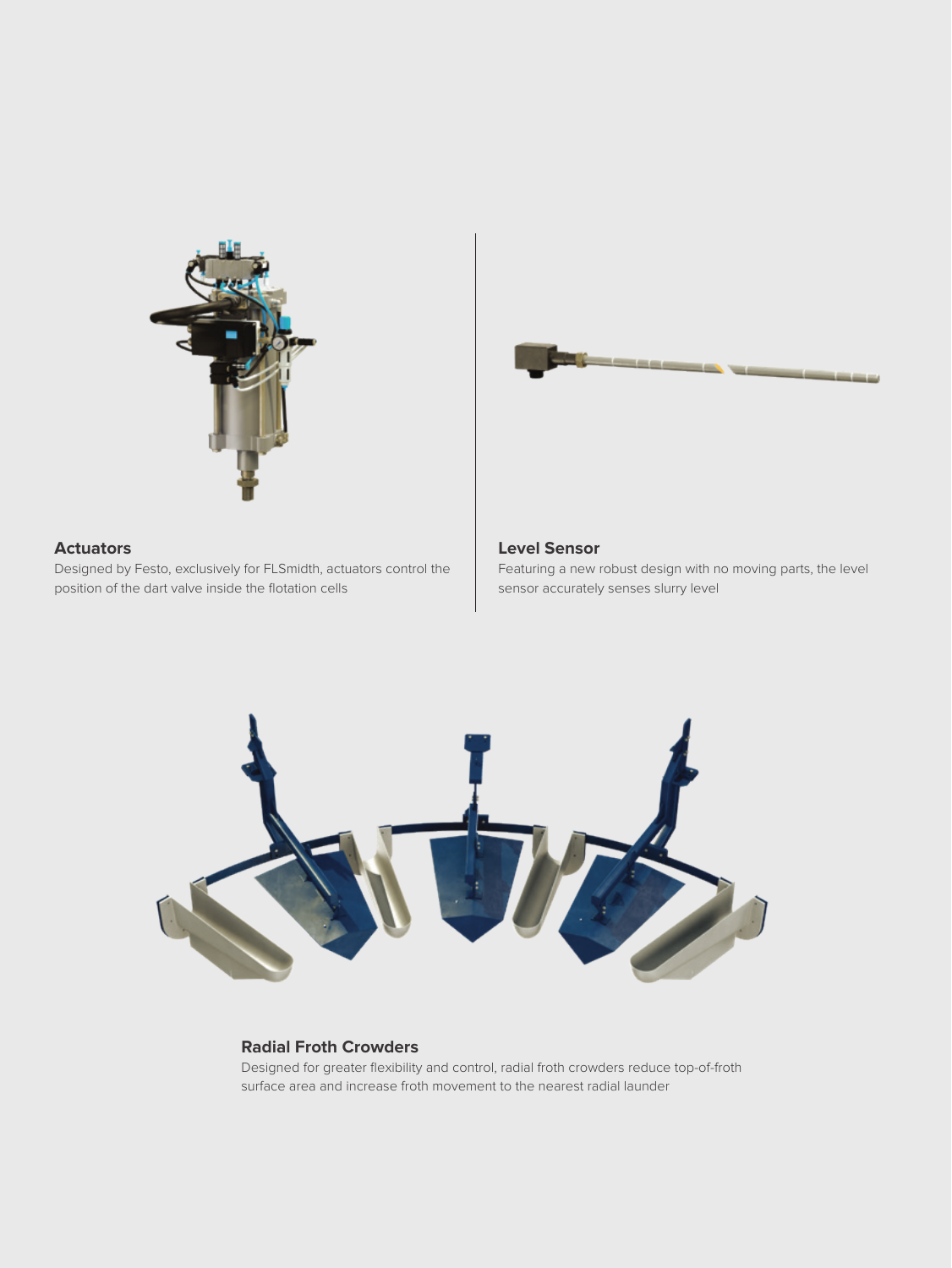### Actuators

Designed by Festo, exclusively for FLSmidth, actuators control the position of the dart valve inside the flotation cells

### Level Sensor

Featuring a new robust design with no moving parts, the level sensor accurately senses slurry level

### Radial Froth Crowders

Designed for greater flexibility and control, radial froth crowders reduce top-of-froth surface area and increase froth movement to the nearest radial launder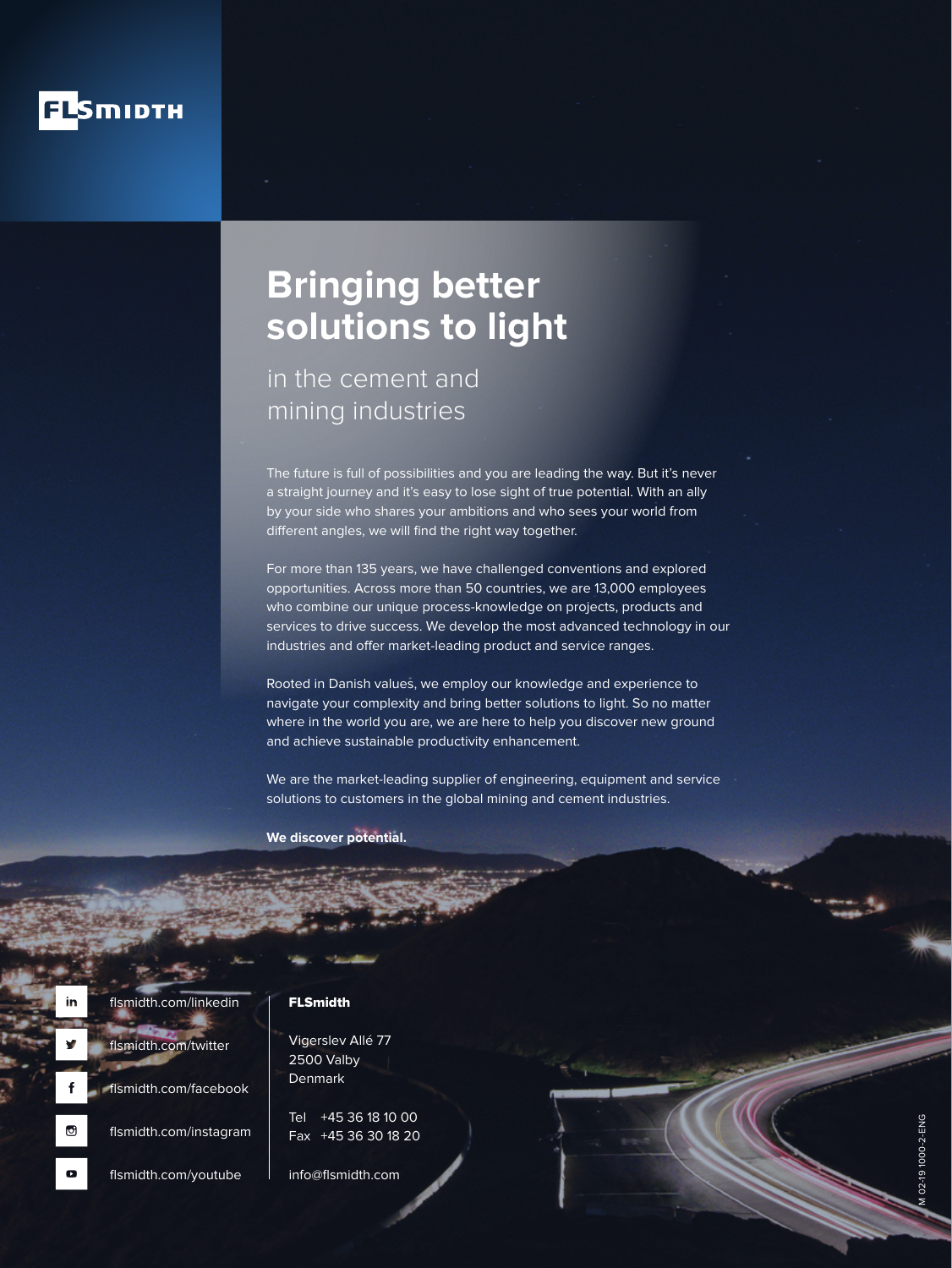FLSmidth

# Bringing better solutions to light

## in the cement and mining industries

The future is full of possibilities and you are leading the way. But it's never a straight journey and it's easy to lose sight of true potential. With an ally by your side who shares your ambitions and who sees your world from different angles, we will find the right way together.

For more than 135 years, we have challenged conventions and explored opportunities. Across more than 50 countries, we are 13,000 employees who combine our unique process-knowledge on projects, products and services to drive success. We develop the most advanced technology in our industries and offer market-leading product and service ranges.

Rooted in Danish values, we employ our knowledge and experience to navigate your complexity and bring better solutions to light. So no matter where in the world you are, we are here to help you discover new ground and achieve sustainable productivity enhancement.

We are the market-leading supplier of engineering, equipment and service solutions to customers in the global mining and cement industries.

**We discover potential.**

flsmidth.com/linkedin

flsmidth.com/twitter

flsmidth.com/facebook

flsmidth.com/instagram

flsmidth.com/youtube

**FLSmidth**

Vigerslev Allé 77
2500 Valby
Denmark

Tel +45 36 18 10 00
Fax +45 36 30 18 20

info@flsmidth.com

M 02-19 1000-2-ENG